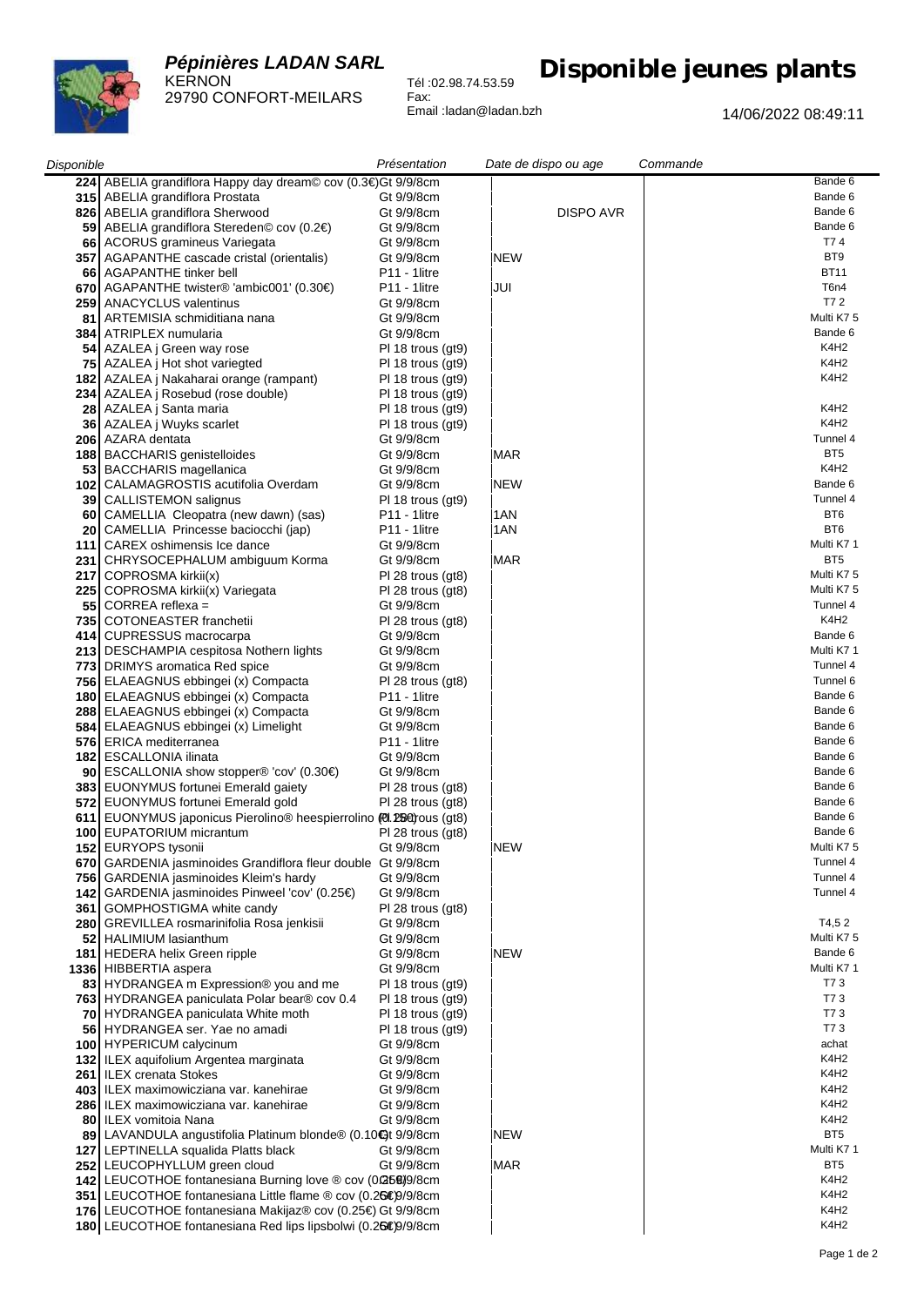**Pépinières LADAN SARL**
KERNON
29790 CONFORT-MEILARS

Tél :02.98.74.53.59
Fax:
Email :ladan@ladan.bzh

# Disponible jeunes plants

14/06/2022 08:49:11

| Disponible | | Présentation | Date de dispo ou age | Commande | |
|---|---|---|---|---|---|
| 224 | ABELIA grandiflora Happy day dream© cov (0.3€) | Gt 9/9/8cm | | | Bande 6 |
| 315 | ABELIA grandiflora Prostata | Gt 9/9/8cm | | | Bande 6 |
| 826 | ABELIA grandiflora Sherwood | Gt 9/9/8cm | DISPO AVR | | Bande 6 |
| 59 | ABELIA grandiflora Stereden© cov (0.2€) | Gt 9/9/8cm | | | Bande 6 |
| 66 | ACORUS gramineus Variegata | Gt 9/9/8cm | | | T7 4 |
| 357 | AGAPANTHE cascade cristal (orientalis) | Gt 9/9/8cm | NEW | | BT9 |
| 66 | AGAPANTHE tinker bell | P11 - 1litre | | | BT11 |
| 670 | AGAPANTHE twister® 'ambic001' (0.30€) | P11 - 1litre | JUI | | T6n4 |
| 259 | ANACYCLUS valentinus | Gt 9/9/8cm | | | T7 2 |
| 81 | ARTEMISIA schmiditiana nana | Gt 9/9/8cm | | | Multi K7 5 |
| 384 | ATRIPLEX numularia | Gt 9/9/8cm | | | Bande 6 |
| 54 | AZALEA j Green way rose | Pl 18 trous (gt9) | | | K4H2 |
| 75 | AZALEA j Hot shot variegted | Pl 18 trous (gt9) | | | K4H2 |
| 182 | AZALEA j Nakaharai orange (rampant) | Pl 18 trous (gt9) | | | K4H2 |
| 234 | AZALEA j Rosebud (rose double) | Pl 18 trous (gt9) | | | |
| 28 | AZALEA j Santa maria | Pl 18 trous (gt9) | | | K4H2 |
| 36 | AZALEA j Wuyks scarlet | Pl 18 trous (gt9) | | | K4H2 |
| 206 | AZARA dentata | Gt 9/9/8cm | | | Tunnel 4 |
| 188 | BACCHARIS genistelloides | Gt 9/9/8cm | MAR | | BT5 |
| 53 | BACCHARIS magellanica | Gt 9/9/8cm | | | K4H2 |
| 102 | CALAMAGROSTIS acutifolia Overdam | Gt 9/9/8cm | NEW | | Bande 6 |
| 39 | CALLISTEMON salignus | Pl 18 trous (gt9) | | | Tunnel 4 |
| 60 | CAMELLIA Cleopatra (new dawn) (sas) | P11 - 1litre | 1AN | | BT6 |
| 20 | CAMELLIA Princesse baciocchi (jap) | P11 - 1litre | 1AN | | BT6 |
| 111 | CAREX oshimensis Ice dance | Gt 9/9/8cm | | | Multi K7 1 |
| 231 | CHRYSOCEPHALUM ambiguum Korma | Gt 9/9/8cm | MAR | | BT5 |
| 217 | COPROSMA kirkii(x) | Pl 28 trous (gt8) | | | Multi K7 5 |
| 225 | COPROSMA kirkii(x) Variegata | Pl 28 trous (gt8) | | | Multi K7 5 |
| 55 | CORREA reflexa = | Gt 9/9/8cm | | | Tunnel 4 |
| 735 | COTONEASTER franchetii | Pl 28 trous (gt8) | | | K4H2 |
| 414 | CUPRESSUS macrocarpa | Gt 9/9/8cm | | | Bande 6 |
| 213 | DESCHAMPIA cespitosa Nothern lights | Gt 9/9/8cm | | | Multi K7 1 |
| 773 | DRIMYS aromatica Red spice | Gt 9/9/8cm | | | Tunnel 4 |
| 756 | ELAEAGNUS ebbingei (x) Compacta | Pl 28 trous (gt8) | | | Tunnel 6 |
| 180 | ELAEAGNUS ebbingei (x) Compacta | P11 - 1litre | | | Bande 6 |
| 288 | ELAEAGNUS ebbingei (x) Compacta | Gt 9/9/8cm | | | Bande 6 |
| 584 | ELAEAGNUS ebbingei (x) Limelight | Gt 9/9/8cm | | | Bande 6 |
| 576 | ERICA mediterranea | P11 - 1litre | | | Bande 6 |
| 182 | ESCALLONIA ilinata | Gt 9/9/8cm | | | Bande 6 |
| 90 | ESCALLONIA show stopper® 'cov' (0.30€) | Gt 9/9/8cm | | | Bande 6 |
| 383 | EUONYMUS fortunei Emerald gaiety | Pl 28 trous (gt8) | | | Bande 6 |
| 572 | EUONYMUS fortunei Emerald gold | Pl 28 trous (gt8) | | | Bande 6 |
| 611 | EUONYMUS japonicus Pierolino® heespierrolino (0.25€) | Pl 28 trous (gt8) | | | Bande 6 |
| 100 | EUPATORIUM micrantum | Pl 28 trous (gt8) | | | Bande 6 |
| 152 | EURYOPS tysonii | Gt 9/9/8cm | NEW | | Multi K7 5 |
| 670 | GARDENIA jasminoides Grandiflora fleur double | Gt 9/9/8cm | | | Tunnel 4 |
| 756 | GARDENIA jasminoides Kleim's hardy | Gt 9/9/8cm | | | Tunnel 4 |
| 142 | GARDENIA jasminoides Pinweel 'cov' (0.25€) | Gt 9/9/8cm | | | Tunnel 4 |
| 361 | GOMPHOSTIGMA white candy | Pl 28 trous (gt8) | | | |
| 280 | GREVILLEA rosmarinifolia Rosa jenkisii | Gt 9/9/8cm | | | T4,5 2 |
| 52 | HALIMIUM lasianthum | Gt 9/9/8cm | | | Multi K7 5 |
| 181 | HEDERA helix Green ripple | Gt 9/9/8cm | NEW | | Bande 6 |
| 1336 | HIBBERTIA aspera | Gt 9/9/8cm | | | Multi K7 1 |
| 83 | HYDRANGEA m Expression® you and me | Pl 18 trous (gt9) | | | T7 3 |
| 763 | HYDRANGEA paniculata Polar bear® cov 0.4 | Pl 18 trous (gt9) | | | T7 3 |
| 70 | HYDRANGEA paniculata White moth | Pl 18 trous (gt9) | | | T7 3 |
| 56 | HYDRANGEA ser. Yae no amadi | Pl 18 trous (gt9) | | | T7 3 |
| 100 | HYPERICUM calycinum | Gt 9/9/8cm | | | achat |
| 132 | ILEX aquifolium Argentea marginata | Gt 9/9/8cm | | | K4H2 |
| 261 | ILEX crenata Stokes | Gt 9/9/8cm | | | K4H2 |
| 403 | ILEX maximowicziana var. kanehirae | Gt 9/9/8cm | | | K4H2 |
| 286 | ILEX maximowicziana var. kanehirae | Gt 9/9/8cm | | | K4H2 |
| 80 | ILEX vomitoia Nana | Gt 9/9/8cm | | | K4H2 |
| 89 | LAVANDULA angustifolia Platinum blonde® (0.10€) | Gt 9/9/8cm | NEW | | BT5 |
| 127 | LEPTINELLA squalida Platts black | Gt 9/9/8cm | | | Multi K7 1 |
| 252 | LEUCOPHYLLUM green cloud | Gt 9/9/8cm | MAR | | BT5 |
| 142 | LEUCOTHOE fontanesiana Burning love ® cov (0.25€) | Gt 9/9/8cm | | | K4H2 |
| 351 | LEUCOTHOE fontanesiana Little flame ® cov (0.25€) | Gt 9/9/8cm | | | K4H2 |
| 176 | LEUCOTHOE fontanesiana Makijaz® cov (0.25€) | Gt 9/9/8cm | | | K4H2 |
| 180 | LEUCOTHOE fontanesiana Red lips lipsbolwi (0.25€) | Gt 9/9/8cm | | | K4H2 |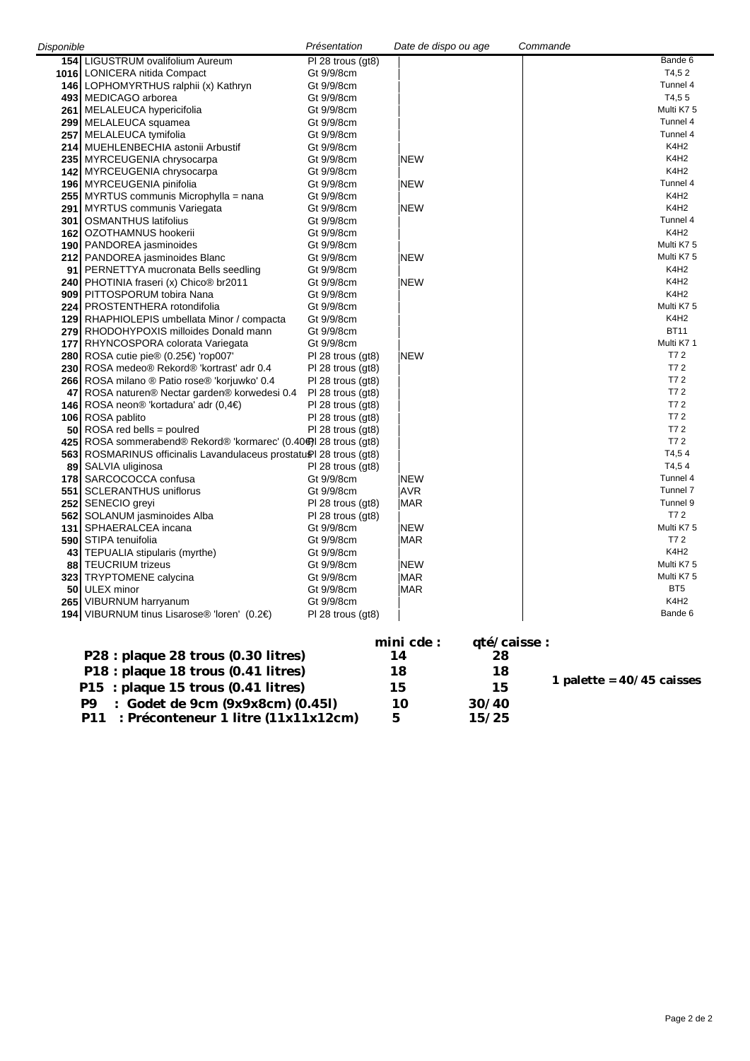| Disponible | | Présentation | Date de dispo ou age | Commande | |
|---|---|---|---|---|---|
| 154 | LIGUSTRUM ovalifolium Aureum | Pl 28 trous (gt8) | | | Bande 6 |
| 1016 | LONICERA nitida Compact | Gt 9/9/8cm | | | T4,5 2 |
| 146 | LOPHOMYRTHUS ralphii (x) Kathryn | Gt 9/9/8cm | | | Tunnel 4 |
| 493 | MEDICAGO arborea | Gt 9/9/8cm | | | T4,5 5 |
| 261 | MELALEUCA hypericifolia | Gt 9/9/8cm | | | Multi K7 5 |
| 299 | MELALEUCA squamea | Gt 9/9/8cm | | | Tunnel 4 |
| 257 | MELALEUCA tymifolia | Gt 9/9/8cm | | | Tunnel 4 |
| 214 | MUEHLENBECHIA astonii Arbustif | Gt 9/9/8cm | | | K4H2 |
| 235 | MYRCEUGENIA chrysocarpa | Gt 9/9/8cm | NEW | | K4H2 |
| 142 | MYRCEUGENIA chrysocarpa | Gt 9/9/8cm | | | K4H2 |
| 196 | MYRCEUGENIA pinifolia | Gt 9/9/8cm | NEW | | Tunnel 4 |
| 255 | MYRTUS communis Microphylla = nana | Gt 9/9/8cm | | | K4H2 |
| 291 | MYRTUS communis Variegata | Gt 9/9/8cm | NEW | | K4H2 |
| 301 | OSMANTHUS latifolius | Gt 9/9/8cm | | | Tunnel 4 |
| 162 | OZOTHAMNUS hookerii | Gt 9/9/8cm | | | K4H2 |
| 190 | PANDOREA jasminoides | Gt 9/9/8cm | | | Multi K7 5 |
| 212 | PANDOREA jasminoides Blanc | Gt 9/9/8cm | NEW | | Multi K7 5 |
| 91 | PERNETTYA mucronata Bells seedling | Gt 9/9/8cm | | | K4H2 |
| 240 | PHOTINIA fraseri (x) Chico® br2011 | Gt 9/9/8cm | NEW | | K4H2 |
| 909 | PITTOSPORUM tobira Nana | Gt 9/9/8cm | | | K4H2 |
| 224 | PROSTENTHERA rotondifolia | Gt 9/9/8cm | | | Multi K7 5 |
| 129 | RHAPHIOLEPIS umbellata Minor / compacta | Gt 9/9/8cm | | | K4H2 |
| 279 | RHODOHYPOXIS milloides Donald mann | Gt 9/9/8cm | | | BT11 |
| 177 | RHYNCOSPORA colorata Variegata | Gt 9/9/8cm | | | Multi K7 1 |
| 280 | ROSA cutie pie® (0.25€) 'rop007' | Pl 28 trous (gt8) | NEW | | T7 2 |
| 230 | ROSA medeo® Rekord® 'kortrast' adr 0.4 | Pl 28 trous (gt8) | | | T7 2 |
| 266 | ROSA milano ® Patio rose® 'korjuwko' 0.4 | Pl 28 trous (gt8) | | | T7 2 |
| 47 | ROSA naturen® Nectar garden® korwedesi 0.4 | Pl 28 trous (gt8) | | | T7 2 |
| 146 | ROSA neon® 'kortadura' adr (0,4€) | Pl 28 trous (gt8) | | | T7 2 |
| 106 | ROSA pablito | Pl 28 trous (gt8) | | | T7 2 |
| 50 | ROSA red bells = poulred | Pl 28 trous (gt8) | | | T7 2 |
| 425 | ROSA sommerabend® Rekord® 'kormarec' (0.40€) | Pl 28 trous (gt8) | | | T7 2 |
| 563 | ROSMARINUS officinalis Lavandulaceus prostatus | Pl 28 trous (gt8) | | | T4,5 4 |
| 89 | SALVIA uliginosa | Pl 28 trous (gt8) | | | T4,5 4 |
| 178 | SARCOCOCCA confusa | Gt 9/9/8cm | NEW | | Tunnel 4 |
| 551 | SCLERANTHUS uniflorus | Gt 9/9/8cm | AVR | | Tunnel 7 |
| 252 | SENECIO greyi | Pl 28 trous (gt8) | MAR | | Tunnel 9 |
| 562 | SOLANUM jasminoides Alba | Pl 28 trous (gt8) | | | T7 2 |
| 131 | SPHAERALCEA incana | Gt 9/9/8cm | NEW | | Multi K7 5 |
| 590 | STIPA tenuifolia | Gt 9/9/8cm | MAR | | T7 2 |
| 43 | TEPUALIA stipularis (myrthe) | Gt 9/9/8cm | | | K4H2 |
| 88 | TEUCRIUM trizeus | Gt 9/9/8cm | NEW | | Multi K7 5 |
| 323 | TRYPTOMENE calycina | Gt 9/9/8cm | MAR | | Multi K7 5 |
| 50 | ULEX minor | Gt 9/9/8cm | MAR | | BT5 |
| 265 | VIBURNUM harryanum | Gt 9/9/8cm | | | K4H2 |
| 194 | VIBURNUM tinus Lisarose® 'loren' (0.2€) | Pl 28 trous (gt8) | | | Bande 6 |

| | mini cde : | qté/caisse : | |
|---|---|---|---|
| **P28 : plaque 28 trous (0.30 litres)** | **14** | **28** | |
| **P18 : plaque 18 trous (0.41 litres)** | **18** | **18** | **1 palette = 40/45 caisses** |
| **P15 : plaque 15 trous (0.41 litres)** | **15** | **15** | |
| **P9 : Godet de 9cm (9x9x8cm) (0.45l)** | **10** | **30/40** | |
| **P11 : Préconteneur 1 litre (11x11x12cm)** | **5** | **15/25** | |